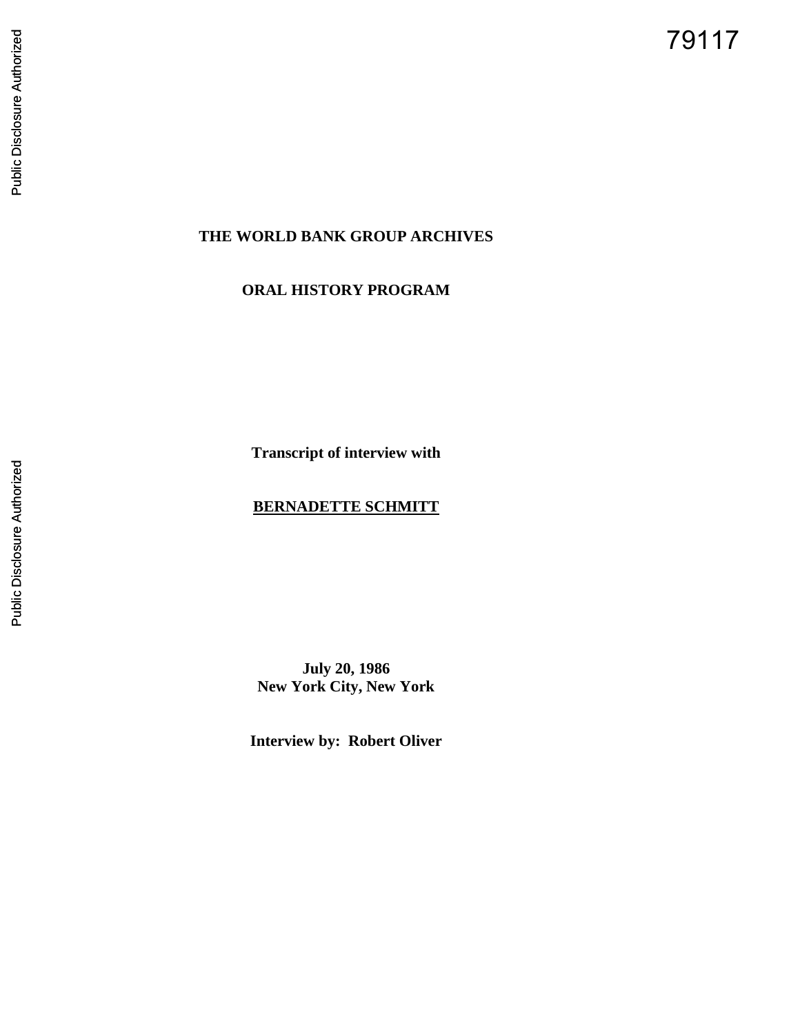79117

**THE WORLD BANK GROUP ARCHIVES**

**ORAL HISTORY PROGRAM**

**Transcript of interview with**

**BERNADETTE SCHMITT**

**July 20, 1986**
**New York City, New York**

**Interview by: Robert Oliver**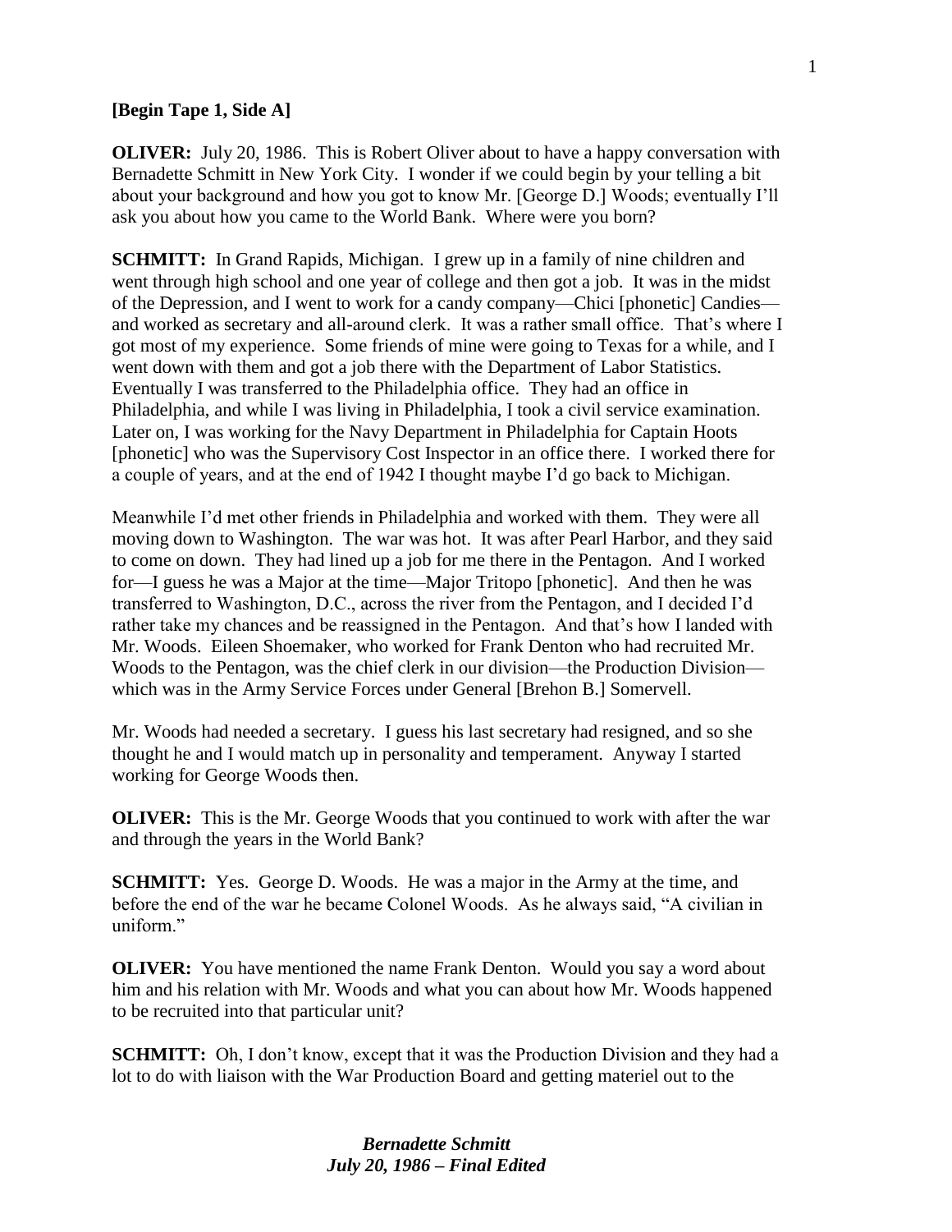**[Begin Tape 1, Side A]**

**OLIVER:** July 20, 1986. This is Robert Oliver about to have a happy conversation with Bernadette Schmitt in New York City. I wonder if we could begin by your telling a bit about your background and how you got to know Mr. [George D.] Woods; eventually I'll ask you about how you came to the World Bank. Where were you born?

**SCHMITT:** In Grand Rapids, Michigan. I grew up in a family of nine children and went through high school and one year of college and then got a job. It was in the midst of the Depression, and I went to work for a candy company—Chici [phonetic] Candies—and worked as secretary and all-around clerk. It was a rather small office. That's where I got most of my experience. Some friends of mine were going to Texas for a while, and I went down with them and got a job there with the Department of Labor Statistics. Eventually I was transferred to the Philadelphia office. They had an office in Philadelphia, and while I was living in Philadelphia, I took a civil service examination. Later on, I was working for the Navy Department in Philadelphia for Captain Hoots [phonetic] who was the Supervisory Cost Inspector in an office there. I worked there for a couple of years, and at the end of 1942 I thought maybe I'd go back to Michigan.

Meanwhile I'd met other friends in Philadelphia and worked with them. They were all moving down to Washington. The war was hot. It was after Pearl Harbor, and they said to come on down. They had lined up a job for me there in the Pentagon. And I worked for—I guess he was a Major at the time—Major Tritopo [phonetic]. And then he was transferred to Washington, D.C., across the river from the Pentagon, and I decided I'd rather take my chances and be reassigned in the Pentagon. And that's how I landed with Mr. Woods. Eileen Shoemaker, who worked for Frank Denton who had recruited Mr. Woods to the Pentagon, was the chief clerk in our division—the Production Division—which was in the Army Service Forces under General [Brehon B.] Somervell.

Mr. Woods had needed a secretary. I guess his last secretary had resigned, and so she thought he and I would match up in personality and temperament. Anyway I started working for George Woods then.

**OLIVER:** This is the Mr. George Woods that you continued to work with after the war and through the years in the World Bank?

**SCHMITT:** Yes. George D. Woods. He was a major in the Army at the time, and before the end of the war he became Colonel Woods. As he always said, "A civilian in uniform."

**OLIVER:** You have mentioned the name Frank Denton. Would you say a word about him and his relation with Mr. Woods and what you can about how Mr. Woods happened to be recruited into that particular unit?

**SCHMITT:** Oh, I don't know, except that it was the Production Division and they had a lot to do with liaison with the War Production Board and getting materiel out to the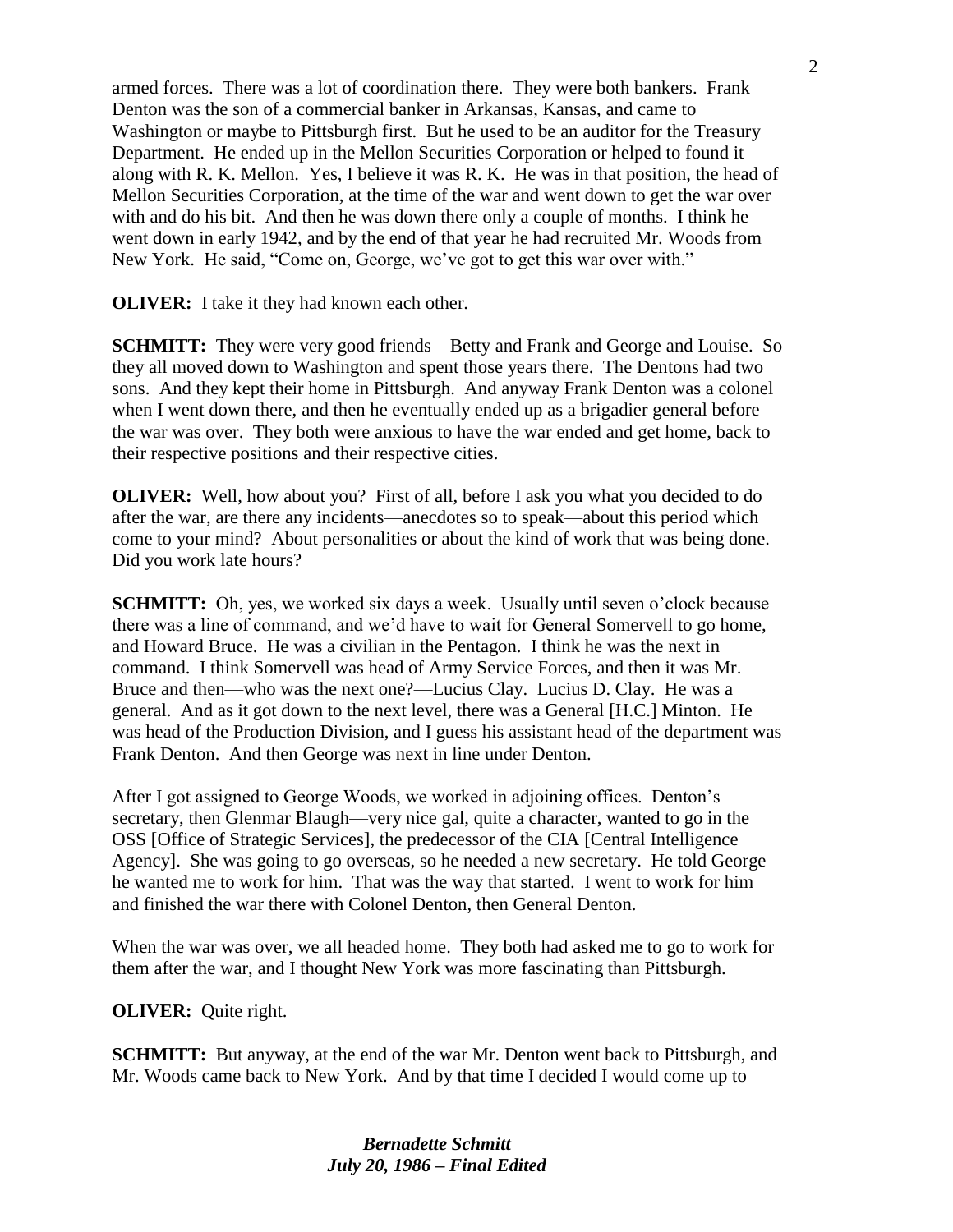armed forces. There was a lot of coordination there. They were both bankers. Frank Denton was the son of a commercial banker in Arkansas, Kansas, and came to Washington or maybe to Pittsburgh first. But he used to be an auditor for the Treasury Department. He ended up in the Mellon Securities Corporation or helped to found it along with R. K. Mellon. Yes, I believe it was R. K. He was in that position, the head of Mellon Securities Corporation, at the time of the war and went down to get the war over with and do his bit. And then he was down there only a couple of months. I think he went down in early 1942, and by the end of that year he had recruited Mr. Woods from New York. He said, "Come on, George, we've got to get this war over with."

**OLIVER:** I take it they had known each other.

**SCHMITT:** They were very good friends—Betty and Frank and George and Louise. So they all moved down to Washington and spent those years there. The Dentons had two sons. And they kept their home in Pittsburgh. And anyway Frank Denton was a colonel when I went down there, and then he eventually ended up as a brigadier general before the war was over. They both were anxious to have the war ended and get home, back to their respective positions and their respective cities.

**OLIVER:** Well, how about you? First of all, before I ask you what you decided to do after the war, are there any incidents—anecdotes so to speak—about this period which come to your mind? About personalities or about the kind of work that was being done. Did you work late hours?

**SCHMITT:** Oh, yes, we worked six days a week. Usually until seven o'clock because there was a line of command, and we'd have to wait for General Somervell to go home, and Howard Bruce. He was a civilian in the Pentagon. I think he was the next in command. I think Somervell was head of Army Service Forces, and then it was Mr. Bruce and then—who was the next one?—Lucius Clay. Lucius D. Clay. He was a general. And as it got down to the next level, there was a General [H.C.] Minton. He was head of the Production Division, and I guess his assistant head of the department was Frank Denton. And then George was next in line under Denton.

After I got assigned to George Woods, we worked in adjoining offices. Denton's secretary, then Glenmar Blaugh—very nice gal, quite a character, wanted to go in the OSS [Office of Strategic Services], the predecessor of the CIA [Central Intelligence Agency]. She was going to go overseas, so he needed a new secretary. He told George he wanted me to work for him. That was the way that started. I went to work for him and finished the war there with Colonel Denton, then General Denton.

When the war was over, we all headed home. They both had asked me to go to work for them after the war, and I thought New York was more fascinating than Pittsburgh.

**OLIVER:** Quite right.

**SCHMITT:** But anyway, at the end of the war Mr. Denton went back to Pittsburgh, and Mr. Woods came back to New York. And by that time I decided I would come up to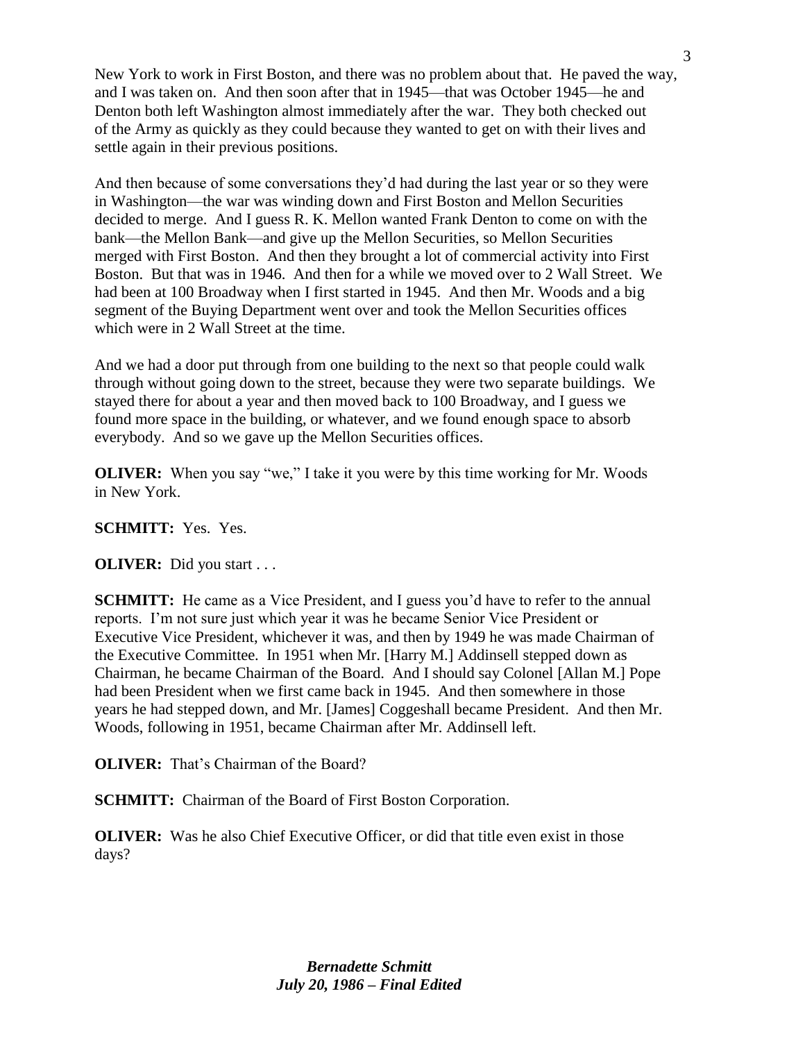New York to work in First Boston, and there was no problem about that. He paved the way, and I was taken on. And then soon after that in 1945—that was October 1945—he and Denton both left Washington almost immediately after the war. They both checked out of the Army as quickly as they could because they wanted to get on with their lives and settle again in their previous positions.

And then because of some conversations they'd had during the last year or so they were in Washington—the war was winding down and First Boston and Mellon Securities decided to merge. And I guess R. K. Mellon wanted Frank Denton to come on with the bank—the Mellon Bank—and give up the Mellon Securities, so Mellon Securities merged with First Boston. And then they brought a lot of commercial activity into First Boston. But that was in 1946. And then for a while we moved over to 2 Wall Street. We had been at 100 Broadway when I first started in 1945. And then Mr. Woods and a big segment of the Buying Department went over and took the Mellon Securities offices which were in 2 Wall Street at the time.

And we had a door put through from one building to the next so that people could walk through without going down to the street, because they were two separate buildings. We stayed there for about a year and then moved back to 100 Broadway, and I guess we found more space in the building, or whatever, and we found enough space to absorb everybody. And so we gave up the Mellon Securities offices.

**OLIVER:** When you say "we," I take it you were by this time working for Mr. Woods in New York.

**SCHMITT:** Yes. Yes.

**OLIVER:** Did you start . . .

**SCHMITT:** He came as a Vice President, and I guess you'd have to refer to the annual reports. I'm not sure just which year it was he became Senior Vice President or Executive Vice President, whichever it was, and then by 1949 he was made Chairman of the Executive Committee. In 1951 when Mr. [Harry M.] Addinsell stepped down as Chairman, he became Chairman of the Board. And I should say Colonel [Allan M.] Pope had been President when we first came back in 1945. And then somewhere in those years he had stepped down, and Mr. [James] Coggeshall became President. And then Mr. Woods, following in 1951, became Chairman after Mr. Addinsell left.

**OLIVER:** That's Chairman of the Board?

**SCHMITT:** Chairman of the Board of First Boston Corporation.

**OLIVER:** Was he also Chief Executive Officer, or did that title even exist in those days?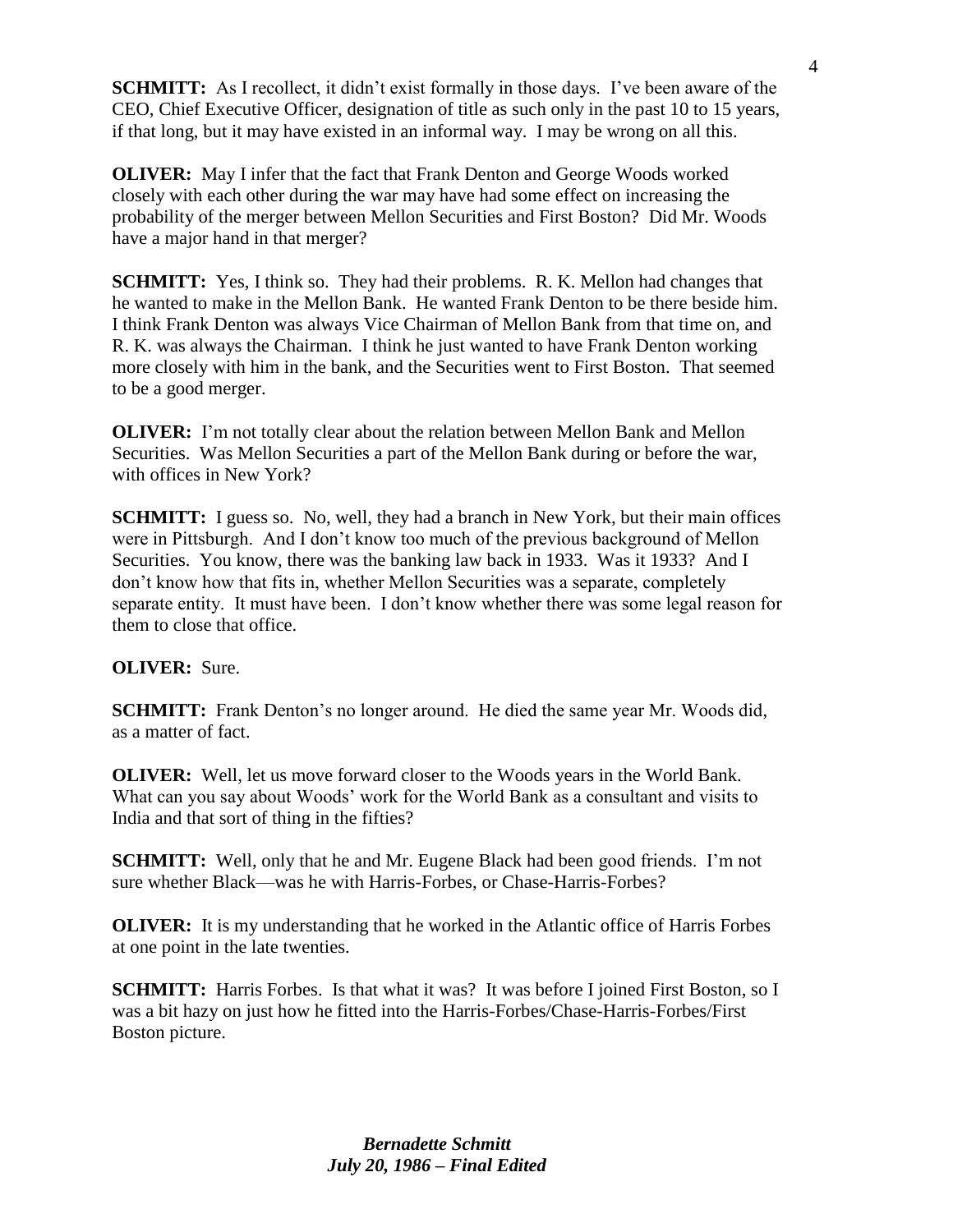**SCHMITT:** As I recollect, it didn't exist formally in those days. I've been aware of the CEO, Chief Executive Officer, designation of title as such only in the past 10 to 15 years, if that long, but it may have existed in an informal way. I may be wrong on all this.

**OLIVER:** May I infer that the fact that Frank Denton and George Woods worked closely with each other during the war may have had some effect on increasing the probability of the merger between Mellon Securities and First Boston? Did Mr. Woods have a major hand in that merger?

**SCHMITT:** Yes, I think so. They had their problems. R. K. Mellon had changes that he wanted to make in the Mellon Bank. He wanted Frank Denton to be there beside him. I think Frank Denton was always Vice Chairman of Mellon Bank from that time on, and R. K. was always the Chairman. I think he just wanted to have Frank Denton working more closely with him in the bank, and the Securities went to First Boston. That seemed to be a good merger.

**OLIVER:** I'm not totally clear about the relation between Mellon Bank and Mellon Securities. Was Mellon Securities a part of the Mellon Bank during or before the war, with offices in New York?

**SCHMITT:** I guess so. No, well, they had a branch in New York, but their main offices were in Pittsburgh. And I don't know too much of the previous background of Mellon Securities. You know, there was the banking law back in 1933. Was it 1933? And I don't know how that fits in, whether Mellon Securities was a separate, completely separate entity. It must have been. I don't know whether there was some legal reason for them to close that office.

**OLIVER:** Sure.

**SCHMITT:** Frank Denton's no longer around. He died the same year Mr. Woods did, as a matter of fact.

**OLIVER:** Well, let us move forward closer to the Woods years in the World Bank. What can you say about Woods' work for the World Bank as a consultant and visits to India and that sort of thing in the fifties?

**SCHMITT:** Well, only that he and Mr. Eugene Black had been good friends. I'm not sure whether Black—was he with Harris-Forbes, or Chase-Harris-Forbes?

**OLIVER:** It is my understanding that he worked in the Atlantic office of Harris Forbes at one point in the late twenties.

**SCHMITT:** Harris Forbes. Is that what it was? It was before I joined First Boston, so I was a bit hazy on just how he fitted into the Harris-Forbes/Chase-Harris-Forbes/First Boston picture.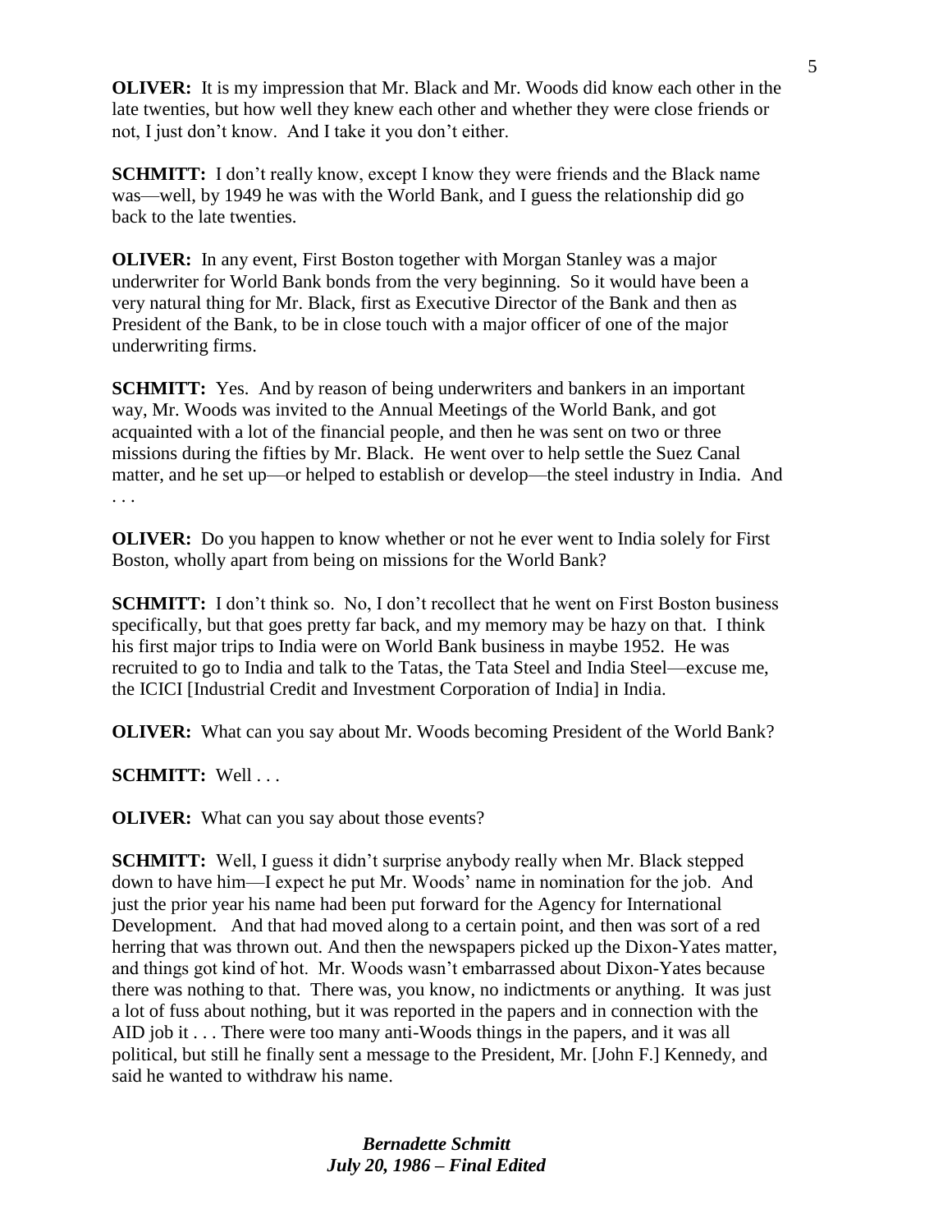**OLIVER:** It is my impression that Mr. Black and Mr. Woods did know each other in the late twenties, but how well they knew each other and whether they were close friends or not, I just don't know. And I take it you don't either.

**SCHMITT:** I don't really know, except I know they were friends and the Black name was—well, by 1949 he was with the World Bank, and I guess the relationship did go back to the late twenties.

**OLIVER:** In any event, First Boston together with Morgan Stanley was a major underwriter for World Bank bonds from the very beginning. So it would have been a very natural thing for Mr. Black, first as Executive Director of the Bank and then as President of the Bank, to be in close touch with a major officer of one of the major underwriting firms.

**SCHMITT:** Yes. And by reason of being underwriters and bankers in an important way, Mr. Woods was invited to the Annual Meetings of the World Bank, and got acquainted with a lot of the financial people, and then he was sent on two or three missions during the fifties by Mr. Black. He went over to help settle the Suez Canal matter, and he set up—or helped to establish or develop—the steel industry in India. And . . .

**OLIVER:** Do you happen to know whether or not he ever went to India solely for First Boston, wholly apart from being on missions for the World Bank?

**SCHMITT:** I don't think so. No, I don't recollect that he went on First Boston business specifically, but that goes pretty far back, and my memory may be hazy on that. I think his first major trips to India were on World Bank business in maybe 1952. He was recruited to go to India and talk to the Tatas, the Tata Steel and India Steel—excuse me, the ICICI [Industrial Credit and Investment Corporation of India] in India.

**OLIVER:** What can you say about Mr. Woods becoming President of the World Bank?

**SCHMITT:** Well . . .

**OLIVER:** What can you say about those events?

**SCHMITT:** Well, I guess it didn't surprise anybody really when Mr. Black stepped down to have him—I expect he put Mr. Woods' name in nomination for the job. And just the prior year his name had been put forward for the Agency for International Development. And that had moved along to a certain point, and then was sort of a red herring that was thrown out. And then the newspapers picked up the Dixon-Yates matter, and things got kind of hot. Mr. Woods wasn't embarrassed about Dixon-Yates because there was nothing to that. There was, you know, no indictments or anything. It was just a lot of fuss about nothing, but it was reported in the papers and in connection with the AID job it . . . There were too many anti-Woods things in the papers, and it was all political, but still he finally sent a message to the President, Mr. [John F.] Kennedy, and said he wanted to withdraw his name.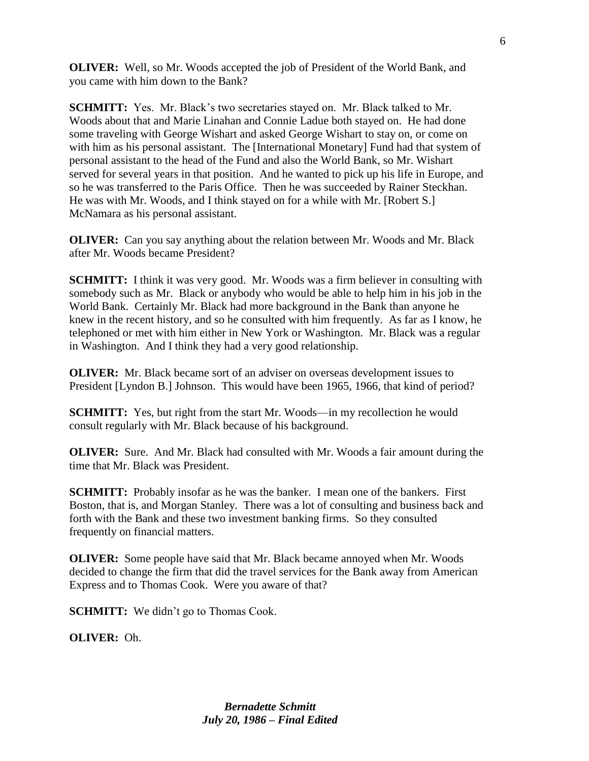**OLIVER:** Well, so Mr. Woods accepted the job of President of the World Bank, and you came with him down to the Bank?

**SCHMITT:** Yes. Mr. Black's two secretaries stayed on. Mr. Black talked to Mr. Woods about that and Marie Linahan and Connie Ladue both stayed on. He had done some traveling with George Wishart and asked George Wishart to stay on, or come on with him as his personal assistant. The [International Monetary] Fund had that system of personal assistant to the head of the Fund and also the World Bank, so Mr. Wishart served for several years in that position. And he wanted to pick up his life in Europe, and so he was transferred to the Paris Office. Then he was succeeded by Rainer Steckhan. He was with Mr. Woods, and I think stayed on for a while with Mr. [Robert S.] McNamara as his personal assistant.

**OLIVER:** Can you say anything about the relation between Mr. Woods and Mr. Black after Mr. Woods became President?

**SCHMITT:** I think it was very good. Mr. Woods was a firm believer in consulting with somebody such as Mr. Black or anybody who would be able to help him in his job in the World Bank. Certainly Mr. Black had more background in the Bank than anyone he knew in the recent history, and so he consulted with him frequently. As far as I know, he telephoned or met with him either in New York or Washington. Mr. Black was a regular in Washington. And I think they had a very good relationship.

**OLIVER:** Mr. Black became sort of an adviser on overseas development issues to President [Lyndon B.] Johnson. This would have been 1965, 1966, that kind of period?

**SCHMITT:** Yes, but right from the start Mr. Woods—in my recollection he would consult regularly with Mr. Black because of his background.

**OLIVER:** Sure. And Mr. Black had consulted with Mr. Woods a fair amount during the time that Mr. Black was President.

**SCHMITT:** Probably insofar as he was the banker. I mean one of the bankers. First Boston, that is, and Morgan Stanley. There was a lot of consulting and business back and forth with the Bank and these two investment banking firms. So they consulted frequently on financial matters.

**OLIVER:** Some people have said that Mr. Black became annoyed when Mr. Woods decided to change the firm that did the travel services for the Bank away from American Express and to Thomas Cook. Were you aware of that?

**SCHMITT:** We didn't go to Thomas Cook.

**OLIVER:** Oh.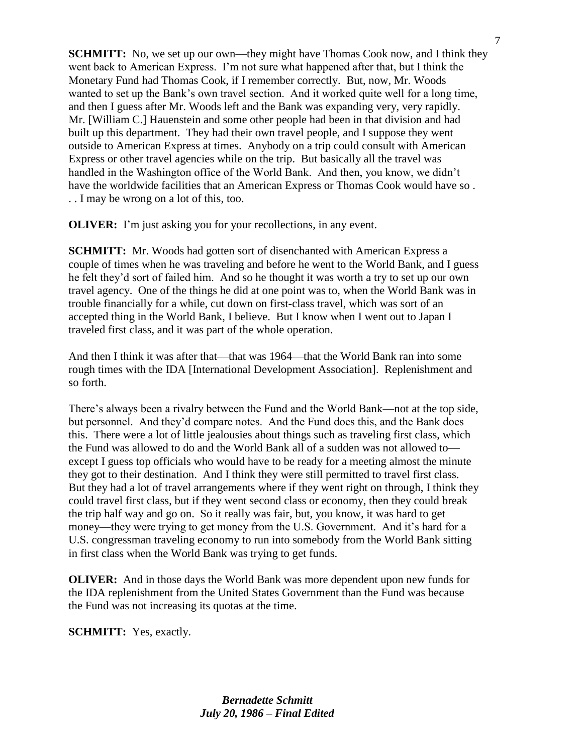**SCHMITT:** No, we set up our own—they might have Thomas Cook now, and I think they went back to American Express. I'm not sure what happened after that, but I think the Monetary Fund had Thomas Cook, if I remember correctly. But, now, Mr. Woods wanted to set up the Bank's own travel section. And it worked quite well for a long time, and then I guess after Mr. Woods left and the Bank was expanding very, very rapidly. Mr. [William C.] Hauenstein and some other people had been in that division and had built up this department. They had their own travel people, and I suppose they went outside to American Express at times. Anybody on a trip could consult with American Express or other travel agencies while on the trip. But basically all the travel was handled in the Washington office of the World Bank. And then, you know, we didn't have the worldwide facilities that an American Express or Thomas Cook would have so . . . I may be wrong on a lot of this, too.

**OLIVER:** I'm just asking you for your recollections, in any event.

**SCHMITT:** Mr. Woods had gotten sort of disenchanted with American Express a couple of times when he was traveling and before he went to the World Bank, and I guess he felt they'd sort of failed him. And so he thought it was worth a try to set up our own travel agency. One of the things he did at one point was to, when the World Bank was in trouble financially for a while, cut down on first-class travel, which was sort of an accepted thing in the World Bank, I believe. But I know when I went out to Japan I traveled first class, and it was part of the whole operation.

And then I think it was after that—that was 1964—that the World Bank ran into some rough times with the IDA [International Development Association]. Replenishment and so forth.

There's always been a rivalry between the Fund and the World Bank—not at the top side, but personnel. And they'd compare notes. And the Fund does this, and the Bank does this. There were a lot of little jealousies about things such as traveling first class, which the Fund was allowed to do and the World Bank all of a sudden was not allowed to—except I guess top officials who would have to be ready for a meeting almost the minute they got to their destination. And I think they were still permitted to travel first class. But they had a lot of travel arrangements where if they went right on through, I think they could travel first class, but if they went second class or economy, then they could break the trip half way and go on. So it really was fair, but, you know, it was hard to get money—they were trying to get money from the U.S. Government. And it's hard for a U.S. congressman traveling economy to run into somebody from the World Bank sitting in first class when the World Bank was trying to get funds.

**OLIVER:** And in those days the World Bank was more dependent upon new funds for the IDA replenishment from the United States Government than the Fund was because the Fund was not increasing its quotas at the time.

**SCHMITT:** Yes, exactly.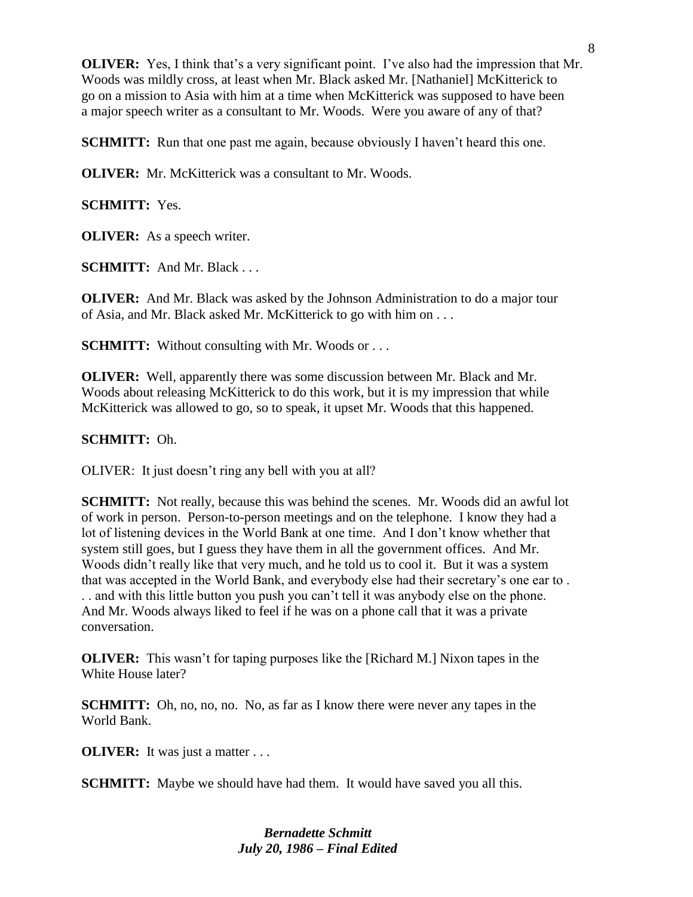**OLIVER:** Yes, I think that's a very significant point. I've also had the impression that Mr. Woods was mildly cross, at least when Mr. Black asked Mr. [Nathaniel] McKitterick to go on a mission to Asia with him at a time when McKitterick was supposed to have been a major speech writer as a consultant to Mr. Woods. Were you aware of any of that?

**SCHMITT:** Run that one past me again, because obviously I haven't heard this one.

**OLIVER:** Mr. McKitterick was a consultant to Mr. Woods.

**SCHMITT:** Yes.

**OLIVER:** As a speech writer.

**SCHMITT:** And Mr. Black . . .

**OLIVER:** And Mr. Black was asked by the Johnson Administration to do a major tour of Asia, and Mr. Black asked Mr. McKitterick to go with him on . . .

**SCHMITT:** Without consulting with Mr. Woods or . . .

**OLIVER:** Well, apparently there was some discussion between Mr. Black and Mr. Woods about releasing McKitterick to do this work, but it is my impression that while McKitterick was allowed to go, so to speak, it upset Mr. Woods that this happened.

**SCHMITT:** Oh.

OLIVER: It just doesn't ring any bell with you at all?

**SCHMITT:** Not really, because this was behind the scenes. Mr. Woods did an awful lot of work in person. Person-to-person meetings and on the telephone. I know they had a lot of listening devices in the World Bank at one time. And I don't know whether that system still goes, but I guess they have them in all the government offices. And Mr. Woods didn't really like that very much, and he told us to cool it. But it was a system that was accepted in the World Bank, and everybody else had their secretary's one ear to . . . and with this little button you push you can't tell it was anybody else on the phone. And Mr. Woods always liked to feel if he was on a phone call that it was a private conversation.

**OLIVER:** This wasn't for taping purposes like the [Richard M.] Nixon tapes in the White House later?

**SCHMITT:** Oh, no, no, no. No, as far as I know there were never any tapes in the World Bank.

**OLIVER:** It was just a matter . . .

**SCHMITT:** Maybe we should have had them. It would have saved you all this.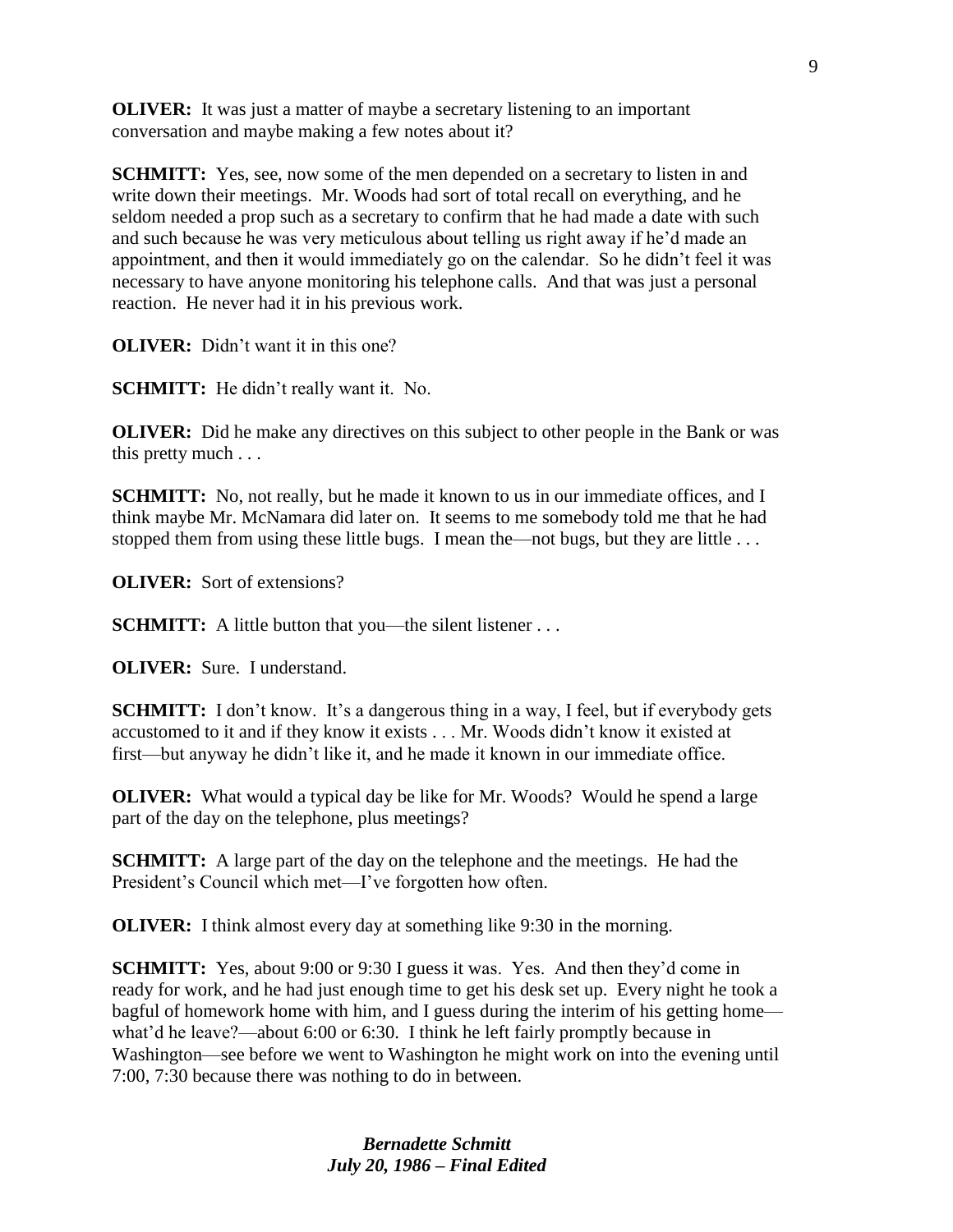**OLIVER:** It was just a matter of maybe a secretary listening to an important conversation and maybe making a few notes about it?

**SCHMITT:** Yes, see, now some of the men depended on a secretary to listen in and write down their meetings. Mr. Woods had sort of total recall on everything, and he seldom needed a prop such as a secretary to confirm that he had made a date with such and such because he was very meticulous about telling us right away if he'd made an appointment, and then it would immediately go on the calendar. So he didn't feel it was necessary to have anyone monitoring his telephone calls. And that was just a personal reaction. He never had it in his previous work.

**OLIVER:** Didn't want it in this one?

**SCHMITT:** He didn't really want it. No.

**OLIVER:** Did he make any directives on this subject to other people in the Bank or was this pretty much . . .

**SCHMITT:** No, not really, but he made it known to us in our immediate offices, and I think maybe Mr. McNamara did later on. It seems to me somebody told me that he had stopped them from using these little bugs. I mean the—not bugs, but they are little . . .

**OLIVER:** Sort of extensions?

**SCHMITT:** A little button that you—the silent listener . . .

**OLIVER:** Sure. I understand.

**SCHMITT:** I don't know. It's a dangerous thing in a way, I feel, but if everybody gets accustomed to it and if they know it exists . . . Mr. Woods didn't know it existed at first—but anyway he didn't like it, and he made it known in our immediate office.

**OLIVER:** What would a typical day be like for Mr. Woods? Would he spend a large part of the day on the telephone, plus meetings?

**SCHMITT:** A large part of the day on the telephone and the meetings. He had the President's Council which met—I've forgotten how often.

**OLIVER:** I think almost every day at something like 9:30 in the morning.

**SCHMITT:** Yes, about 9:00 or 9:30 I guess it was. Yes. And then they'd come in ready for work, and he had just enough time to get his desk set up. Every night he took a bagful of homework home with him, and I guess during the interim of his getting home—what'd he leave?—about 6:00 or 6:30. I think he left fairly promptly because in Washington—see before we went to Washington he might work on into the evening until 7:00, 7:30 because there was nothing to do in between.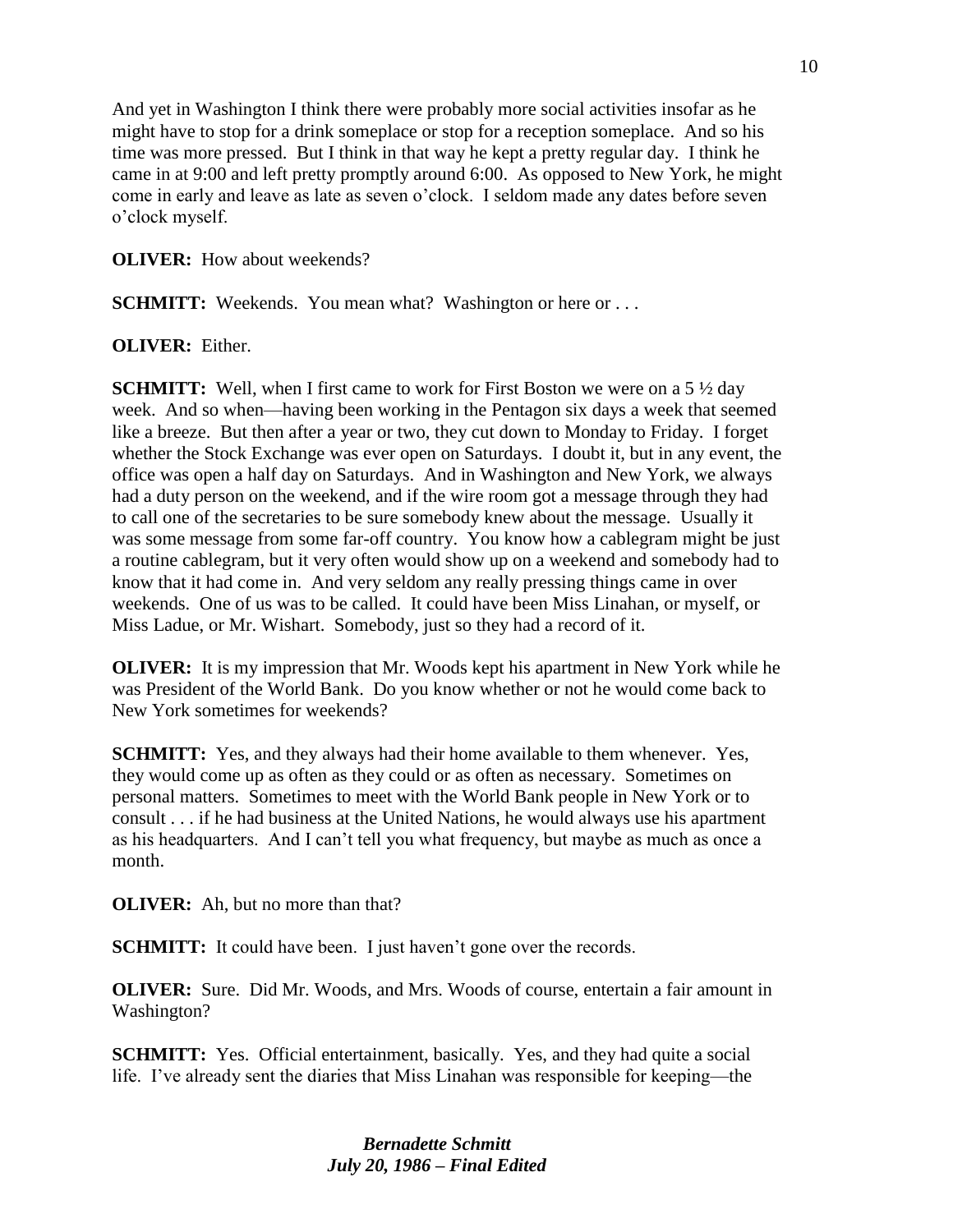And yet in Washington I think there were probably more social activities insofar as he might have to stop for a drink someplace or stop for a reception someplace. And so his time was more pressed. But I think in that way he kept a pretty regular day. I think he came in at 9:00 and left pretty promptly around 6:00. As opposed to New York, he might come in early and leave as late as seven o'clock. I seldom made any dates before seven o'clock myself.

**OLIVER:** How about weekends?

**SCHMITT:** Weekends. You mean what? Washington or here or . . .

**OLIVER:** Either.

**SCHMITT:** Well, when I first came to work for First Boston we were on a 5 ½ day week. And so when—having been working in the Pentagon six days a week that seemed like a breeze. But then after a year or two, they cut down to Monday to Friday. I forget whether the Stock Exchange was ever open on Saturdays. I doubt it, but in any event, the office was open a half day on Saturdays. And in Washington and New York, we always had a duty person on the weekend, and if the wire room got a message through they had to call one of the secretaries to be sure somebody knew about the message. Usually it was some message from some far-off country. You know how a cablegram might be just a routine cablegram, but it very often would show up on a weekend and somebody had to know that it had come in. And very seldom any really pressing things came in over weekends. One of us was to be called. It could have been Miss Linahan, or myself, or Miss Ladue, or Mr. Wishart. Somebody, just so they had a record of it.

**OLIVER:** It is my impression that Mr. Woods kept his apartment in New York while he was President of the World Bank. Do you know whether or not he would come back to New York sometimes for weekends?

**SCHMITT:** Yes, and they always had their home available to them whenever. Yes, they would come up as often as they could or as often as necessary. Sometimes on personal matters. Sometimes to meet with the World Bank people in New York or to consult . . . if he had business at the United Nations, he would always use his apartment as his headquarters. And I can't tell you what frequency, but maybe as much as once a month.

**OLIVER:** Ah, but no more than that?

**SCHMITT:** It could have been. I just haven't gone over the records.

**OLIVER:** Sure. Did Mr. Woods, and Mrs. Woods of course, entertain a fair amount in Washington?

**SCHMITT:** Yes. Official entertainment, basically. Yes, and they had quite a social life. I've already sent the diaries that Miss Linahan was responsible for keeping—the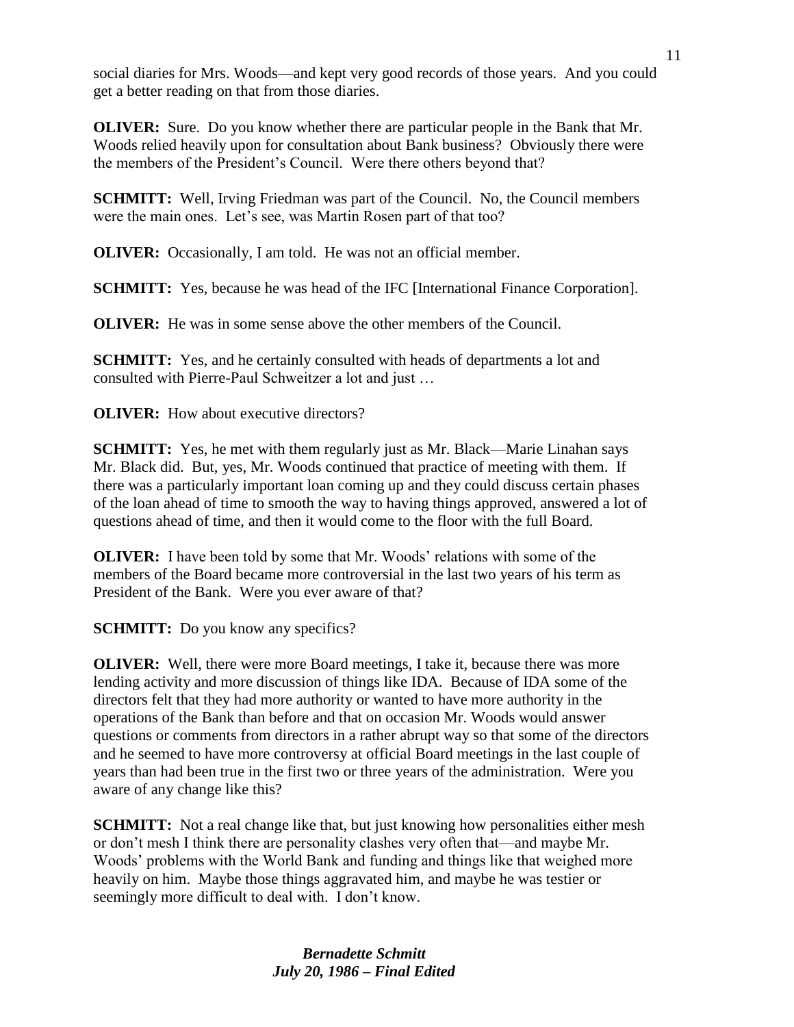social diaries for Mrs. Woods—and kept very good records of those years. And you could get a better reading on that from those diaries.

**OLIVER:** Sure. Do you know whether there are particular people in the Bank that Mr. Woods relied heavily upon for consultation about Bank business? Obviously there were the members of the President's Council. Were there others beyond that?

**SCHMITT:** Well, Irving Friedman was part of the Council. No, the Council members were the main ones. Let's see, was Martin Rosen part of that too?

**OLIVER:** Occasionally, I am told. He was not an official member.

**SCHMITT:** Yes, because he was head of the IFC [International Finance Corporation].

**OLIVER:** He was in some sense above the other members of the Council.

**SCHMITT:** Yes, and he certainly consulted with heads of departments a lot and consulted with Pierre-Paul Schweitzer a lot and just …

**OLIVER:** How about executive directors?

**SCHMITT:** Yes, he met with them regularly just as Mr. Black—Marie Linahan says Mr. Black did. But, yes, Mr. Woods continued that practice of meeting with them. If there was a particularly important loan coming up and they could discuss certain phases of the loan ahead of time to smooth the way to having things approved, answered a lot of questions ahead of time, and then it would come to the floor with the full Board.

**OLIVER:** I have been told by some that Mr. Woods' relations with some of the members of the Board became more controversial in the last two years of his term as President of the Bank. Were you ever aware of that?

**SCHMITT:** Do you know any specifics?

**OLIVER:** Well, there were more Board meetings, I take it, because there was more lending activity and more discussion of things like IDA. Because of IDA some of the directors felt that they had more authority or wanted to have more authority in the operations of the Bank than before and that on occasion Mr. Woods would answer questions or comments from directors in a rather abrupt way so that some of the directors and he seemed to have more controversy at official Board meetings in the last couple of years than had been true in the first two or three years of the administration. Were you aware of any change like this?

**SCHMITT:** Not a real change like that, but just knowing how personalities either mesh or don't mesh I think there are personality clashes very often that—and maybe Mr. Woods' problems with the World Bank and funding and things like that weighed more heavily on him. Maybe those things aggravated him, and maybe he was testier or seemingly more difficult to deal with. I don't know.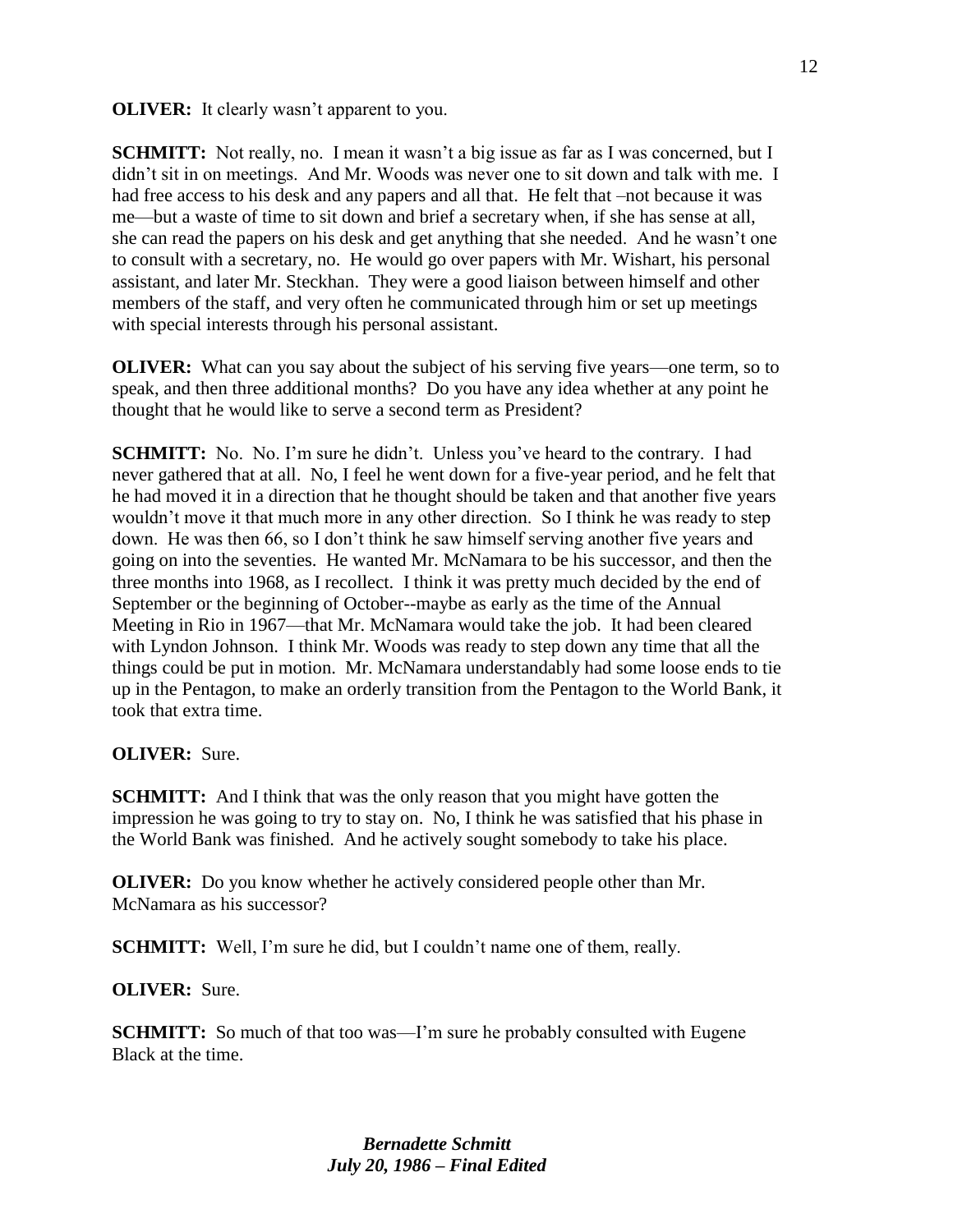**OLIVER:** It clearly wasn't apparent to you.

**SCHMITT:** Not really, no. I mean it wasn't a big issue as far as I was concerned, but I didn't sit in on meetings. And Mr. Woods was never one to sit down and talk with me. I had free access to his desk and any papers and all that. He felt that –not because it was me—but a waste of time to sit down and brief a secretary when, if she has sense at all, she can read the papers on his desk and get anything that she needed. And he wasn't one to consult with a secretary, no. He would go over papers with Mr. Wishart, his personal assistant, and later Mr. Steckhan. They were a good liaison between himself and other members of the staff, and very often he communicated through him or set up meetings with special interests through his personal assistant.

**OLIVER:** What can you say about the subject of his serving five years—one term, so to speak, and then three additional months? Do you have any idea whether at any point he thought that he would like to serve a second term as President?

**SCHMITT:** No. No. I'm sure he didn't. Unless you've heard to the contrary. I had never gathered that at all. No, I feel he went down for a five-year period, and he felt that he had moved it in a direction that he thought should be taken and that another five years wouldn't move it that much more in any other direction. So I think he was ready to step down. He was then 66, so I don't think he saw himself serving another five years and going on into the seventies. He wanted Mr. McNamara to be his successor, and then the three months into 1968, as I recollect. I think it was pretty much decided by the end of September or the beginning of October--maybe as early as the time of the Annual Meeting in Rio in 1967—that Mr. McNamara would take the job. It had been cleared with Lyndon Johnson. I think Mr. Woods was ready to step down any time that all the things could be put in motion. Mr. McNamara understandably had some loose ends to tie up in the Pentagon, to make an orderly transition from the Pentagon to the World Bank, it took that extra time.

**OLIVER:** Sure.

**SCHMITT:** And I think that was the only reason that you might have gotten the impression he was going to try to stay on. No, I think he was satisfied that his phase in the World Bank was finished. And he actively sought somebody to take his place.

**OLIVER:** Do you know whether he actively considered people other than Mr. McNamara as his successor?

**SCHMITT:** Well, I'm sure he did, but I couldn't name one of them, really.

**OLIVER:** Sure.

**SCHMITT:** So much of that too was—I'm sure he probably consulted with Eugene Black at the time.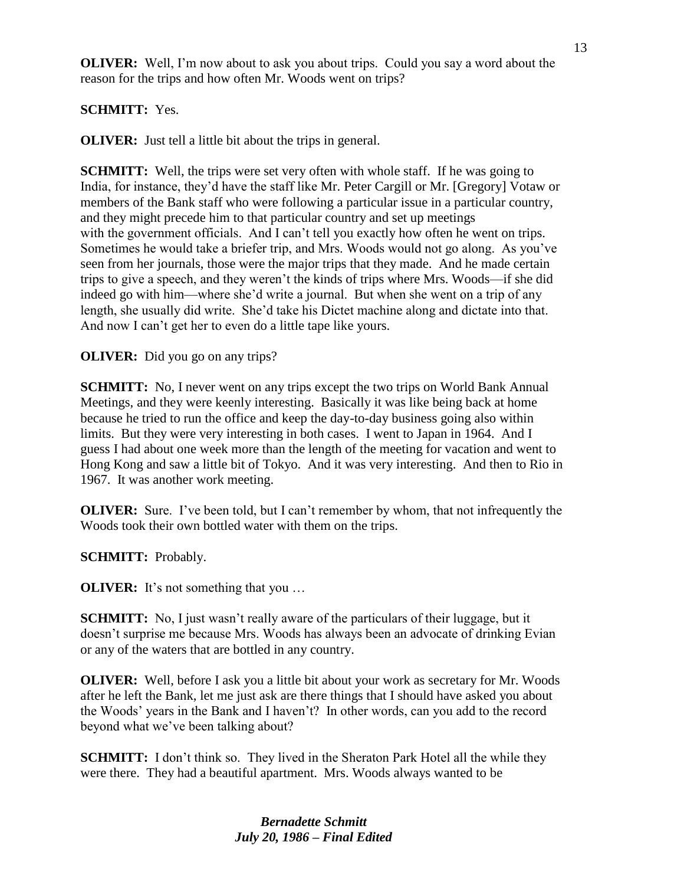**OLIVER:** Well, I'm now about to ask you about trips. Could you say a word about the reason for the trips and how often Mr. Woods went on trips?

**SCHMITT:** Yes.

**OLIVER:** Just tell a little bit about the trips in general.

**SCHMITT:** Well, the trips were set very often with whole staff. If he was going to India, for instance, they'd have the staff like Mr. Peter Cargill or Mr. [Gregory] Votaw or members of the Bank staff who were following a particular issue in a particular country, and they might precede him to that particular country and set up meetings with the government officials. And I can't tell you exactly how often he went on trips. Sometimes he would take a briefer trip, and Mrs. Woods would not go along. As you've seen from her journals, those were the major trips that they made. And he made certain trips to give a speech, and they weren't the kinds of trips where Mrs. Woods—if she did indeed go with him—where she'd write a journal. But when she went on a trip of any length, she usually did write. She'd take his Dictet machine along and dictate into that. And now I can't get her to even do a little tape like yours.

**OLIVER:** Did you go on any trips?

**SCHMITT:** No, I never went on any trips except the two trips on World Bank Annual Meetings, and they were keenly interesting. Basically it was like being back at home because he tried to run the office and keep the day-to-day business going also within limits. But they were very interesting in both cases. I went to Japan in 1964. And I guess I had about one week more than the length of the meeting for vacation and went to Hong Kong and saw a little bit of Tokyo. And it was very interesting. And then to Rio in 1967. It was another work meeting.

**OLIVER:** Sure. I've been told, but I can't remember by whom, that not infrequently the Woods took their own bottled water with them on the trips.

**SCHMITT:** Probably.

**OLIVER:** It's not something that you …

**SCHMITT:** No, I just wasn't really aware of the particulars of their luggage, but it doesn't surprise me because Mrs. Woods has always been an advocate of drinking Evian or any of the waters that are bottled in any country.

**OLIVER:** Well, before I ask you a little bit about your work as secretary for Mr. Woods after he left the Bank, let me just ask are there things that I should have asked you about the Woods' years in the Bank and I haven't? In other words, can you add to the record beyond what we've been talking about?

**SCHMITT:** I don't think so. They lived in the Sheraton Park Hotel all the while they were there. They had a beautiful apartment. Mrs. Woods always wanted to be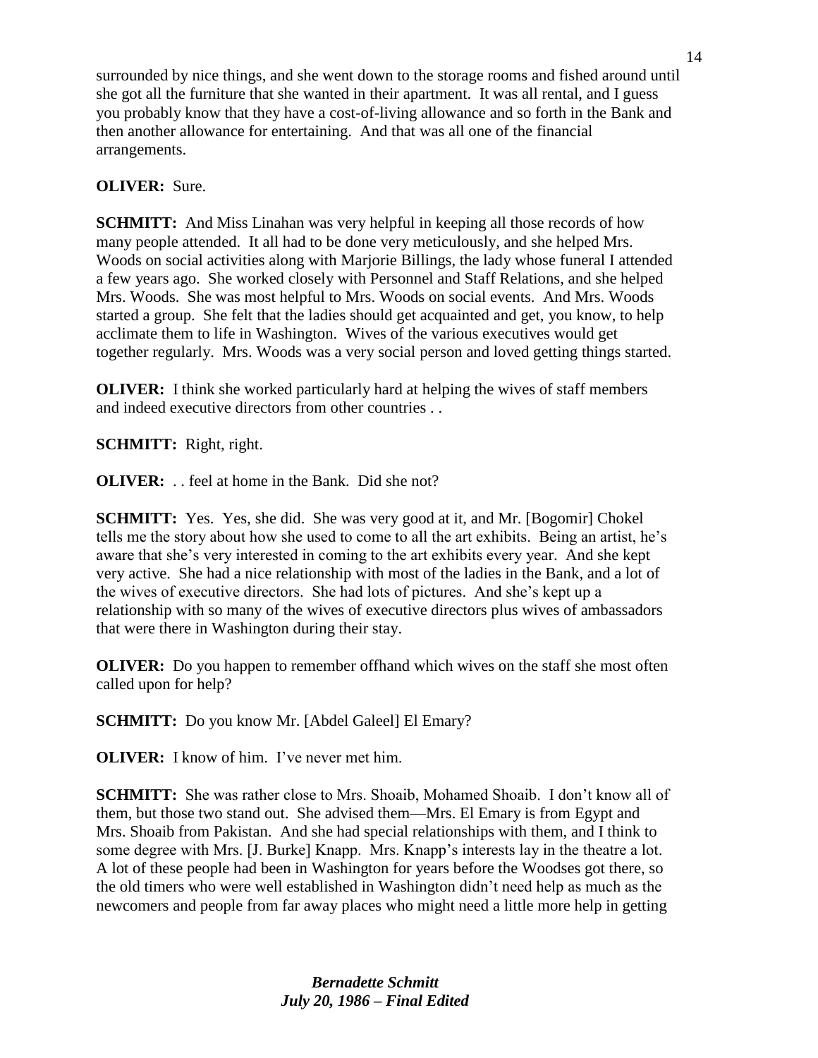surrounded by nice things, and she went down to the storage rooms and fished around until she got all the furniture that she wanted in their apartment. It was all rental, and I guess you probably know that they have a cost-of-living allowance and so forth in the Bank and then another allowance for entertaining. And that was all one of the financial arrangements.

**OLIVER:** Sure.

**SCHMITT:** And Miss Linahan was very helpful in keeping all those records of how many people attended. It all had to be done very meticulously, and she helped Mrs. Woods on social activities along with Marjorie Billings, the lady whose funeral I attended a few years ago. She worked closely with Personnel and Staff Relations, and she helped Mrs. Woods. She was most helpful to Mrs. Woods on social events. And Mrs. Woods started a group. She felt that the ladies should get acquainted and get, you know, to help acclimate them to life in Washington. Wives of the various executives would get together regularly. Mrs. Woods was a very social person and loved getting things started.

**OLIVER:** I think she worked particularly hard at helping the wives of staff members and indeed executive directors from other countries . .

**SCHMITT:** Right, right.

**OLIVER:** . . feel at home in the Bank. Did she not?

**SCHMITT:** Yes. Yes, she did. She was very good at it, and Mr. [Bogomir] Chokel tells me the story about how she used to come to all the art exhibits. Being an artist, he's aware that she's very interested in coming to the art exhibits every year. And she kept very active. She had a nice relationship with most of the ladies in the Bank, and a lot of the wives of executive directors. She had lots of pictures. And she's kept up a relationship with so many of the wives of executive directors plus wives of ambassadors that were there in Washington during their stay.

**OLIVER:** Do you happen to remember offhand which wives on the staff she most often called upon for help?

**SCHMITT:** Do you know Mr. [Abdel Galeel] El Emary?

**OLIVER:** I know of him. I've never met him.

**SCHMITT:** She was rather close to Mrs. Shoaib, Mohamed Shoaib. I don't know all of them, but those two stand out. She advised them—Mrs. El Emary is from Egypt and Mrs. Shoaib from Pakistan. And she had special relationships with them, and I think to some degree with Mrs. [J. Burke] Knapp. Mrs. Knapp's interests lay in the theatre a lot. A lot of these people had been in Washington for years before the Woodses got there, so the old timers who were well established in Washington didn't need help as much as the newcomers and people from far away places who might need a little more help in getting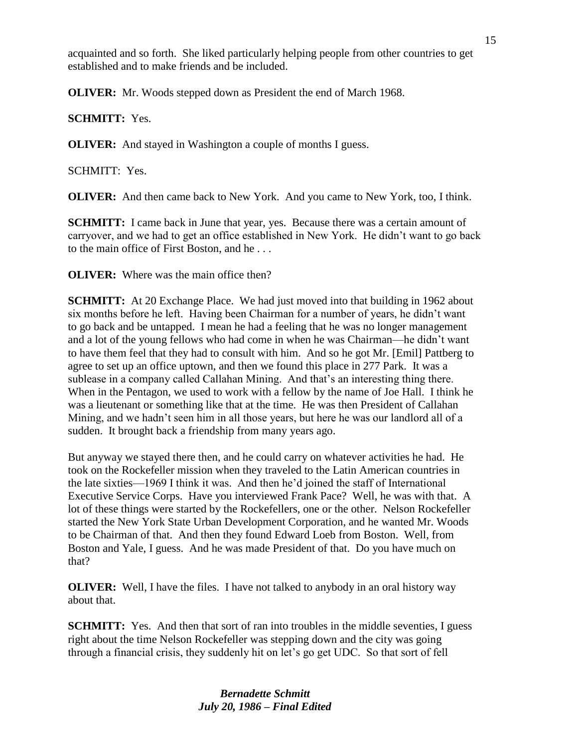acquainted and so forth. She liked particularly helping people from other countries to get established and to make friends and be included.

**OLIVER:** Mr. Woods stepped down as President the end of March 1968.

**SCHMITT:** Yes.

**OLIVER:** And stayed in Washington a couple of months I guess.

SCHMITT: Yes.

**OLIVER:** And then came back to New York. And you came to New York, too, I think.

**SCHMITT:** I came back in June that year, yes. Because there was a certain amount of carryover, and we had to get an office established in New York. He didn't want to go back to the main office of First Boston, and he . . .

**OLIVER:** Where was the main office then?

**SCHMITT:** At 20 Exchange Place. We had just moved into that building in 1962 about six months before he left. Having been Chairman for a number of years, he didn't want to go back and be untapped. I mean he had a feeling that he was no longer management and a lot of the young fellows who had come in when he was Chairman—he didn't want to have them feel that they had to consult with him. And so he got Mr. [Emil] Pattberg to agree to set up an office uptown, and then we found this place in 277 Park. It was a sublease in a company called Callahan Mining. And that's an interesting thing there. When in the Pentagon, we used to work with a fellow by the name of Joe Hall. I think he was a lieutenant or something like that at the time. He was then President of Callahan Mining, and we hadn't seen him in all those years, but here he was our landlord all of a sudden. It brought back a friendship from many years ago.

But anyway we stayed there then, and he could carry on whatever activities he had. He took on the Rockefeller mission when they traveled to the Latin American countries in the late sixties—1969 I think it was. And then he'd joined the staff of International Executive Service Corps. Have you interviewed Frank Pace? Well, he was with that. A lot of these things were started by the Rockefellers, one or the other. Nelson Rockefeller started the New York State Urban Development Corporation, and he wanted Mr. Woods to be Chairman of that. And then they found Edward Loeb from Boston. Well, from Boston and Yale, I guess. And he was made President of that. Do you have much on that?

**OLIVER:** Well, I have the files. I have not talked to anybody in an oral history way about that.

**SCHMITT:** Yes. And then that sort of ran into troubles in the middle seventies, I guess right about the time Nelson Rockefeller was stepping down and the city was going through a financial crisis, they suddenly hit on let's go get UDC. So that sort of fell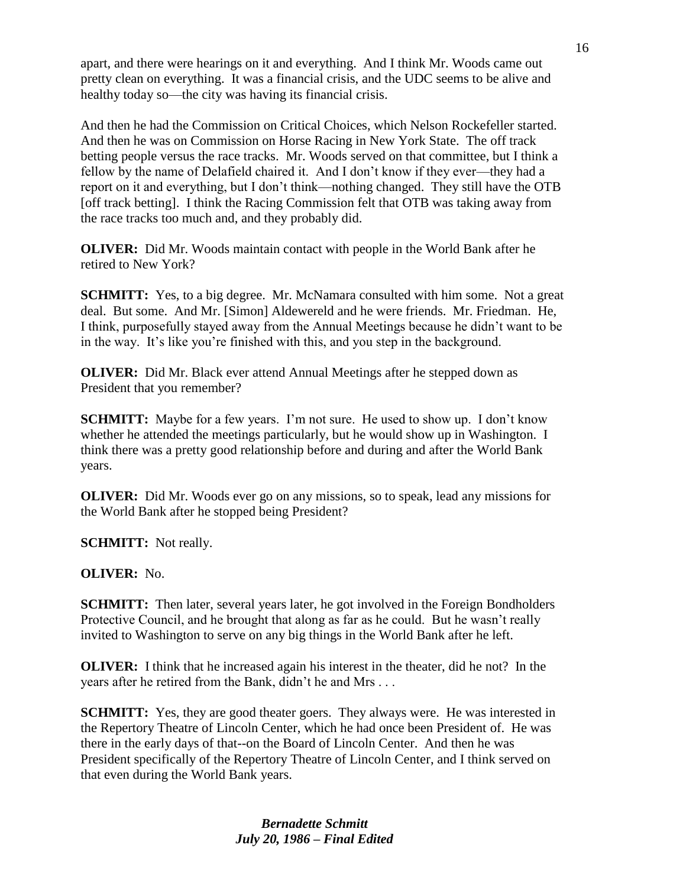apart, and there were hearings on it and everything. And I think Mr. Woods came out pretty clean on everything. It was a financial crisis, and the UDC seems to be alive and healthy today so—the city was having its financial crisis.

And then he had the Commission on Critical Choices, which Nelson Rockefeller started. And then he was on Commission on Horse Racing in New York State. The off track betting people versus the race tracks. Mr. Woods served on that committee, but I think a fellow by the name of Delafield chaired it. And I don't know if they ever—they had a report on it and everything, but I don't think—nothing changed. They still have the OTB [off track betting]. I think the Racing Commission felt that OTB was taking away from the race tracks too much and, and they probably did.

**OLIVER:** Did Mr. Woods maintain contact with people in the World Bank after he retired to New York?

**SCHMITT:** Yes, to a big degree. Mr. McNamara consulted with him some. Not a great deal. But some. And Mr. [Simon] Aldewereld and he were friends. Mr. Friedman. He, I think, purposefully stayed away from the Annual Meetings because he didn't want to be in the way. It's like you're finished with this, and you step in the background.

**OLIVER:** Did Mr. Black ever attend Annual Meetings after he stepped down as President that you remember?

**SCHMITT:** Maybe for a few years. I'm not sure. He used to show up. I don't know whether he attended the meetings particularly, but he would show up in Washington. I think there was a pretty good relationship before and during and after the World Bank years.

**OLIVER:** Did Mr. Woods ever go on any missions, so to speak, lead any missions for the World Bank after he stopped being President?

**SCHMITT:** Not really.

**OLIVER:** No.

**SCHMITT:** Then later, several years later, he got involved in the Foreign Bondholders Protective Council, and he brought that along as far as he could. But he wasn't really invited to Washington to serve on any big things in the World Bank after he left.

**OLIVER:** I think that he increased again his interest in the theater, did he not? In the years after he retired from the Bank, didn't he and Mrs . . .

**SCHMITT:** Yes, they are good theater goers. They always were. He was interested in the Repertory Theatre of Lincoln Center, which he had once been President of. He was there in the early days of that--on the Board of Lincoln Center. And then he was President specifically of the Repertory Theatre of Lincoln Center, and I think served on that even during the World Bank years.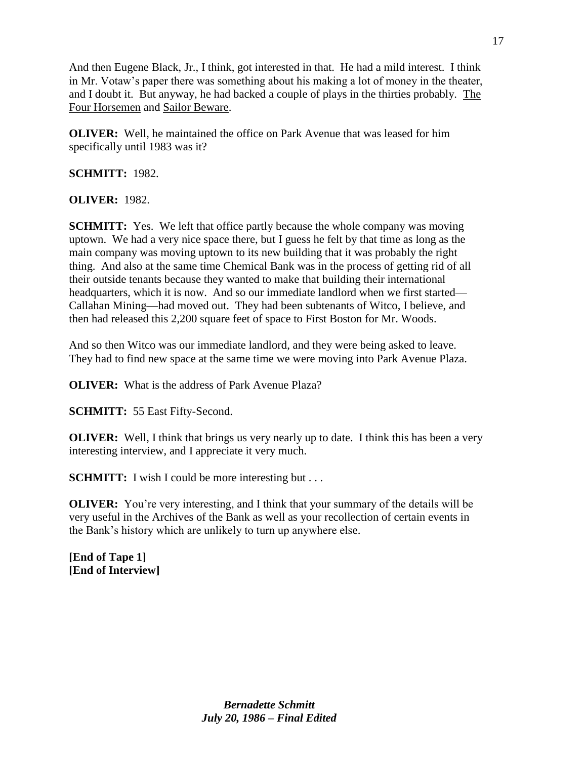And then Eugene Black, Jr., I think, got interested in that. He had a mild interest. I think in Mr. Votaw's paper there was something about his making a lot of money in the theater, and I doubt it. But anyway, he had backed a couple of plays in the thirties probably. The Four Horsemen and Sailor Beware.

**OLIVER:** Well, he maintained the office on Park Avenue that was leased for him specifically until 1983 was it?

**SCHMITT:** 1982.

**OLIVER:** 1982.

**SCHMITT:** Yes. We left that office partly because the whole company was moving uptown. We had a very nice space there, but I guess he felt by that time as long as the main company was moving uptown to its new building that it was probably the right thing. And also at the same time Chemical Bank was in the process of getting rid of all their outside tenants because they wanted to make that building their international headquarters, which it is now. And so our immediate landlord when we first started—Callahan Mining—had moved out. They had been subtenants of Witco, I believe, and then had released this 2,200 square feet of space to First Boston for Mr. Woods.

And so then Witco was our immediate landlord, and they were being asked to leave. They had to find new space at the same time we were moving into Park Avenue Plaza.

**OLIVER:** What is the address of Park Avenue Plaza?

**SCHMITT:** 55 East Fifty-Second.

**OLIVER:** Well, I think that brings us very nearly up to date. I think this has been a very interesting interview, and I appreciate it very much.

**SCHMITT:** I wish I could be more interesting but . . .

**OLIVER:** You're very interesting, and I think that your summary of the details will be very useful in the Archives of the Bank as well as your recollection of certain events in the Bank's history which are unlikely to turn up anywhere else.

**[End of Tape 1]**
**[End of Interview]**